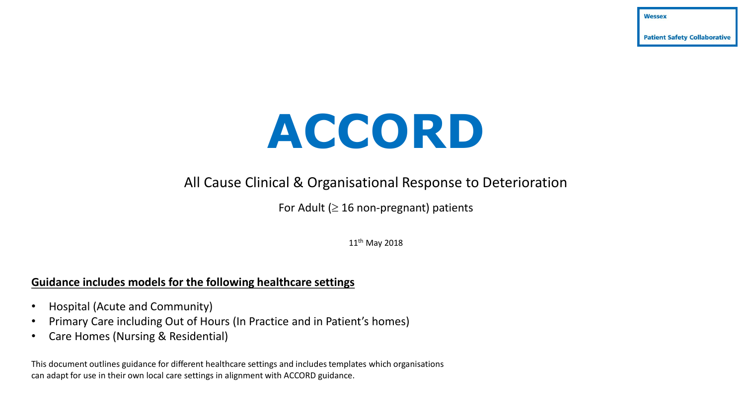Wessex

Patient Safety Collaborative

# ACCORD

All Cause Clinical & Organisational Response to Deterioration

For Adult ($\geq$ 16 non-pregnant) patients

11th May 2018

**Guidance includes models for the following healthcare settings**

- Hospital (Acute and Community)
- Primary Care including Out of Hours (In Practice and in Patient's homes)
- Care Homes (Nursing & Residential)

This document outlines guidance for different healthcare settings and includes templates which organisations can adapt for use in their own local care settings in alignment with ACCORD guidance.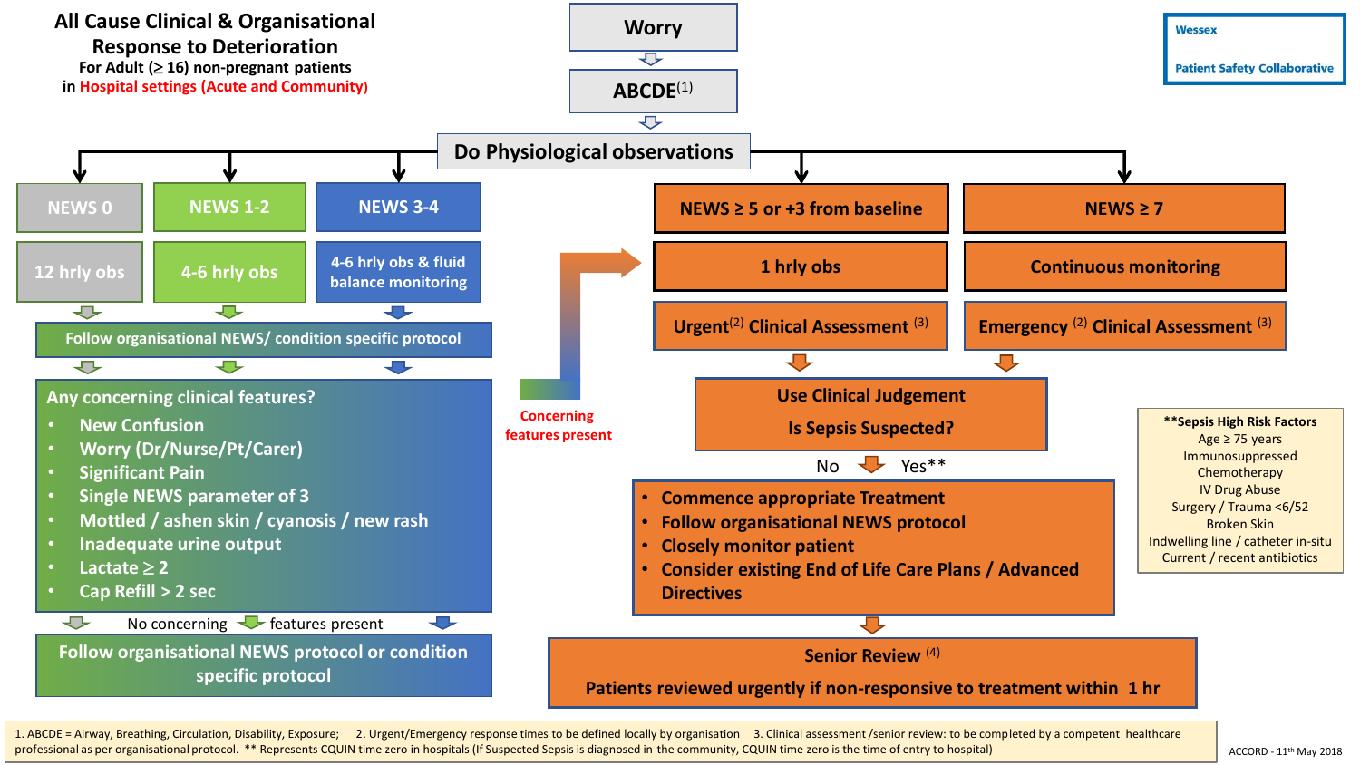# All Cause Clinical & Organisational Response to Deterioration

For Adult (≥ 16) non-pregnant patients in Hospital settings (Acute and Community)

**Wessex Patient Safety Collaborative**

**Worry**

↓

**ABCDE**[1]

↓

**Do Physiological observations**

| NEWS 0 | NEWS 1-2 | NEWS 3-4 |
|---|---|---|
| 12 hrly obs | 4-6 hrly obs | 4-6 hrly obs & fluid balance monitoring |

↓

**Follow organisational NEWS/ condition specific protocol**

↓

**Any concerning clinical features?**

- New Confusion
- Worry (Dr/Nurse/Pt/Carer)
- Significant Pain
- Single NEWS parameter of 3
- Mottled / ashen skin / cyanosis / new rash
- Inadequate urine output
- Lactate ≥ 2
- Cap Refill > 2 sec

No concerning features present ↓

**Follow organisational NEWS protocol or condition specific protocol**

Concerning features present → NEWS ≥ 5 pathway

| NEWS ≥ 5 or +3 from baseline | NEWS ≥ 7 |
|---|---|
| 1 hrly obs | Continuous monitoring |
| Urgent[2] Clinical Assessment [3] | Emergency [2] Clinical Assessment [3] |

↓

**Use Clinical Judgement**

**Is Sepsis Suspected?**

No ↓ Yes**

- **Commence appropriate Treatment**
- **Follow organisational NEWS protocol**
- **Closely monitor patient**
- **Consider existing End of Life Care Plans / Advanced Directives**

↓

**Senior Review** [4]

**Patients reviewed urgently if non-responsive to treatment within 1 hr**

**Sepsis High Risk Factors

- Age ≥ 75 years
- Immunosuppressed
- Chemotherapy
- IV Drug Abuse
- Surgery / Trauma <6/52
- Broken Skin
- Indwelling line / catheter in-situ
- Current / recent antibiotics

1. ABCDE = Airway, Breathing, Circulation, Disability, Exposure; 2. Urgent/Emergency response times to be defined locally by organisation 3. Clinical assessment /senior review: to be completed by a competent healthcare professional as per organisational protocol. ** Represents CQUIN time zero in hospitals (If Suspected Sepsis is diagnosed in the community, CQUIN time zero is the time of entry to hospital)

ACCORD - 11th May 2018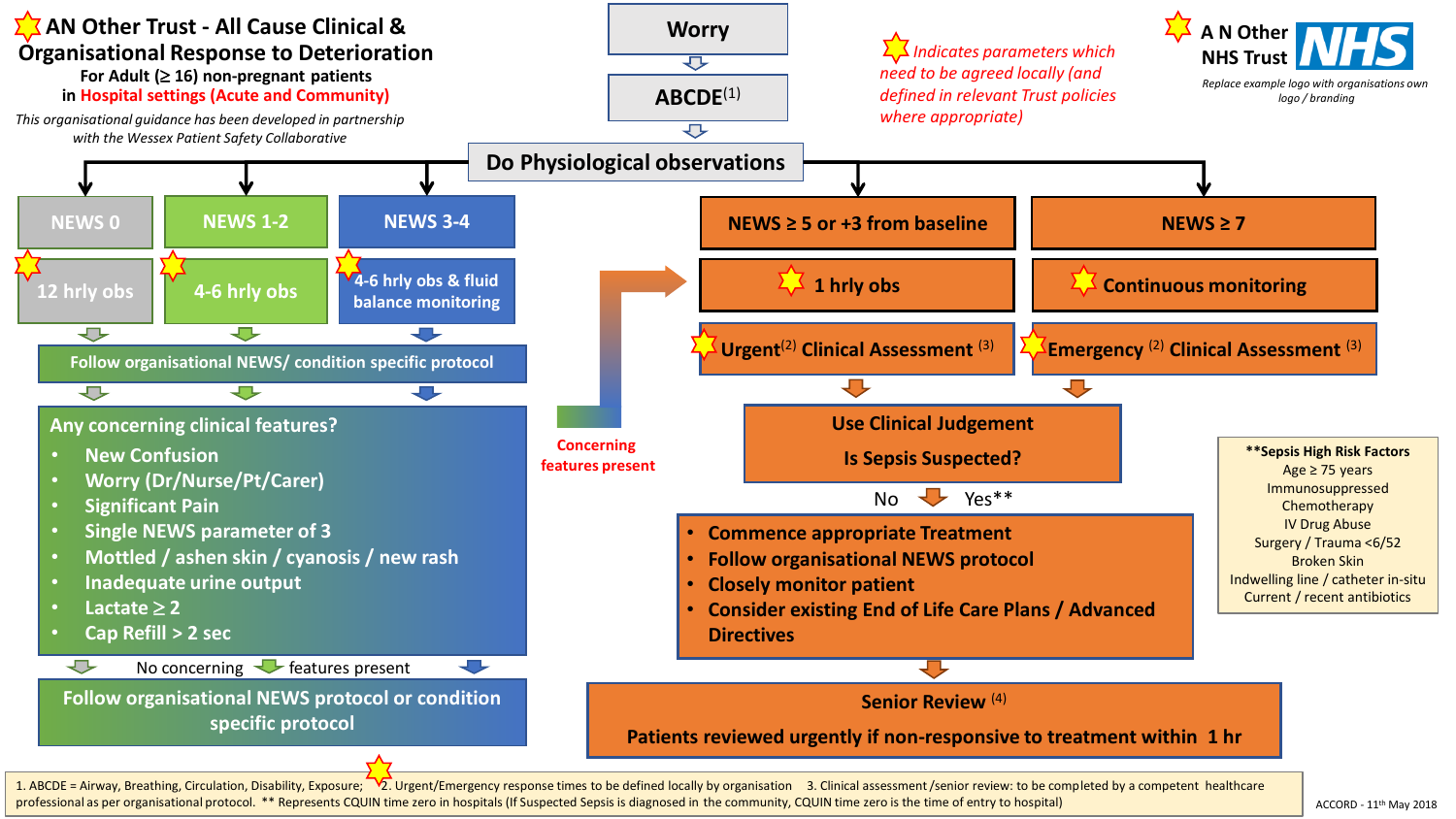# AN Other Trust - All Cause Clinical & Organisational Response to Deterioration

**For Adult (≥ 16) non-pregnant patients in Hospital settings (Acute and Community)**

*This organisational guidance has been developed in partnership with the Wessex Patient Safety Collaborative*

A N Other NHS Trust NHS

*Replace example logo with organisations own logo / branding*

*Indicates parameters which need to be agreed locally (and defined in relevant Trust policies where appropriate)*

**Worry** → **ABCDE**[1] → **Do Physiological observations**

| NEWS 0 | NEWS 1-2 | NEWS 3-4 |
|---|---|---|
| 12 hrly obs | 4-6 hrly obs | 4-6 hrly obs & fluid balance monitoring |

**Follow organisational NEWS/ condition specific protocol**

**Any concerning clinical features?**

- New Confusion
- Worry (Dr/Nurse/Pt/Carer)
- Significant Pain
- Single NEWS parameter of 3
- Mottled / ashen skin / cyanosis / new rash
- Inadequate urine output
- Lactate ≥ 2
- Cap Refill > 2 sec

No concerning features present → **Follow organisational NEWS protocol or condition specific protocol**

Concerning features present → NEWS ≥ 5 or +3 from baseline pathway

| NEWS ≥ 5 or +3 from baseline | NEWS ≥ 7 |
|---|---|
| 1 hrly obs | Continuous monitoring |
| Urgent[2] Clinical Assessment [3] | Emergency [2] Clinical Assessment [3] |

**Use Clinical Judgement**

**Is Sepsis Suspected?**

No / Yes**

- Commence appropriate Treatment
- Follow organisational NEWS protocol
- Closely monitor patient
- Consider existing End of Life Care Plans / Advanced Directives

**Senior Review** [4]

**Patients reviewed urgently if non-responsive to treatment within 1 hr**

**Sepsis High Risk Factors**

- Age ≥ 75 years
- Immunosuppressed
- Chemotherapy
- IV Drug Abuse
- Surgery / Trauma <6/52
- Broken Skin
- Indwelling line / catheter in-situ
- Current / recent antibiotics

1. ABCDE = Airway, Breathing, Circulation, Disability, Exposure; 2. Urgent/Emergency response times to be defined locally by organisation 3. Clinical assessment /senior review: to be completed by a competent healthcare professional as per organisational protocol. ** Represents CQUIN time zero in hospitals (If Suspected Sepsis is diagnosed in the community, CQUIN time zero is the time of entry to hospital)

ACCORD - 11th May 2018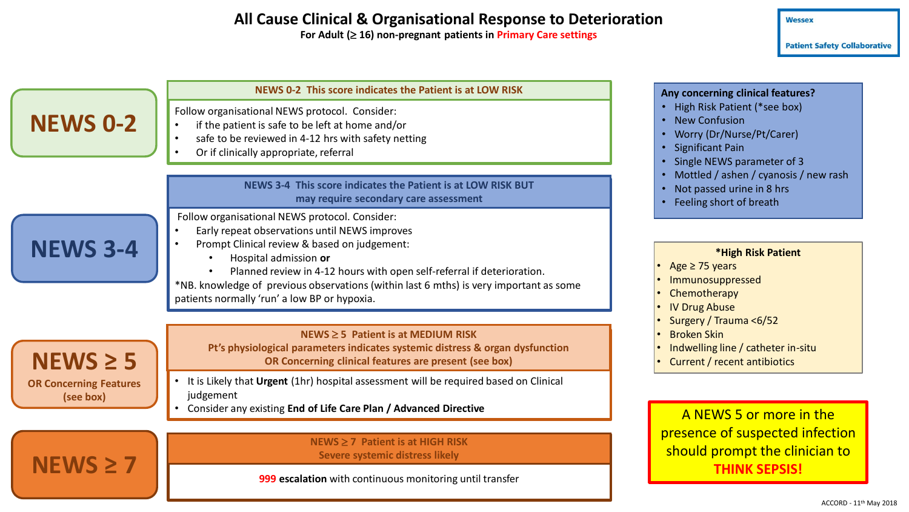# All Cause Clinical & Organisational Response to Deterioration

**For Adult (≥ 16) non-pregnant patients in Primary Care settings**

Wessex Patient Safety Collaborative

## NEWS 0-2

**NEWS 0-2 This score indicates the Patient is at LOW RISK**

Follow organisational NEWS protocol. Consider:

- if the patient is safe to be left at home and/or
- safe to be reviewed in 4-12 hrs with safety netting
- Or if clinically appropriate, referral

## NEWS 3-4

**NEWS 3-4 This score indicates the Patient is at LOW RISK BUT may require secondary care assessment**

Follow organisational NEWS protocol. Consider:

- Early repeat observations until NEWS improves
- Prompt Clinical review & based on judgement:
  - Hospital admission **or**
  - Planned review in 4-12 hours with open self-referral if deterioration.

*NB. knowledge of previous observations (within last 6 mths) is very important as some patients normally 'run' a low BP or hypoxia.

## NEWS ≥ 5 OR Concerning Features (see box)

**NEWS ≥ 5 Patient is at MEDIUM RISK**
**Pt's physiological parameters indicates systemic distress & organ dysfunction OR Concerning clinical features are present (see box)**

- It is Likely that **Urgent** (1hr) hospital assessment will be required based on Clinical judgement
- Consider any existing **End of Life Care Plan / Advanced Directive**

## NEWS ≥ 7

**NEWS ≥ 7 Patient is at HIGH RISK**
**Severe systemic distress likely**

**999 escalation** with continuous monitoring until transfer

---

**Any concerning clinical features?**

- High Risk Patient (*see box)
- New Confusion
- Worry (Dr/Nurse/Pt/Carer)
- Significant Pain
- Single NEWS parameter of 3
- Mottled / ashen / cyanosis / new rash
- Not passed urine in 8 hrs
- Feeling short of breath

**\*High Risk Patient**

- Age ≥ 75 years
- Immunosuppressed
- Chemotherapy
- IV Drug Abuse
- Surgery / Trauma <6/52
- Broken Skin
- Indwelling line / catheter in-situ
- Current / recent antibiotics

A NEWS 5 or more in the presence of suspected infection should prompt the clinician to **THINK SEPSIS!**

ACCORD - 11th May 2018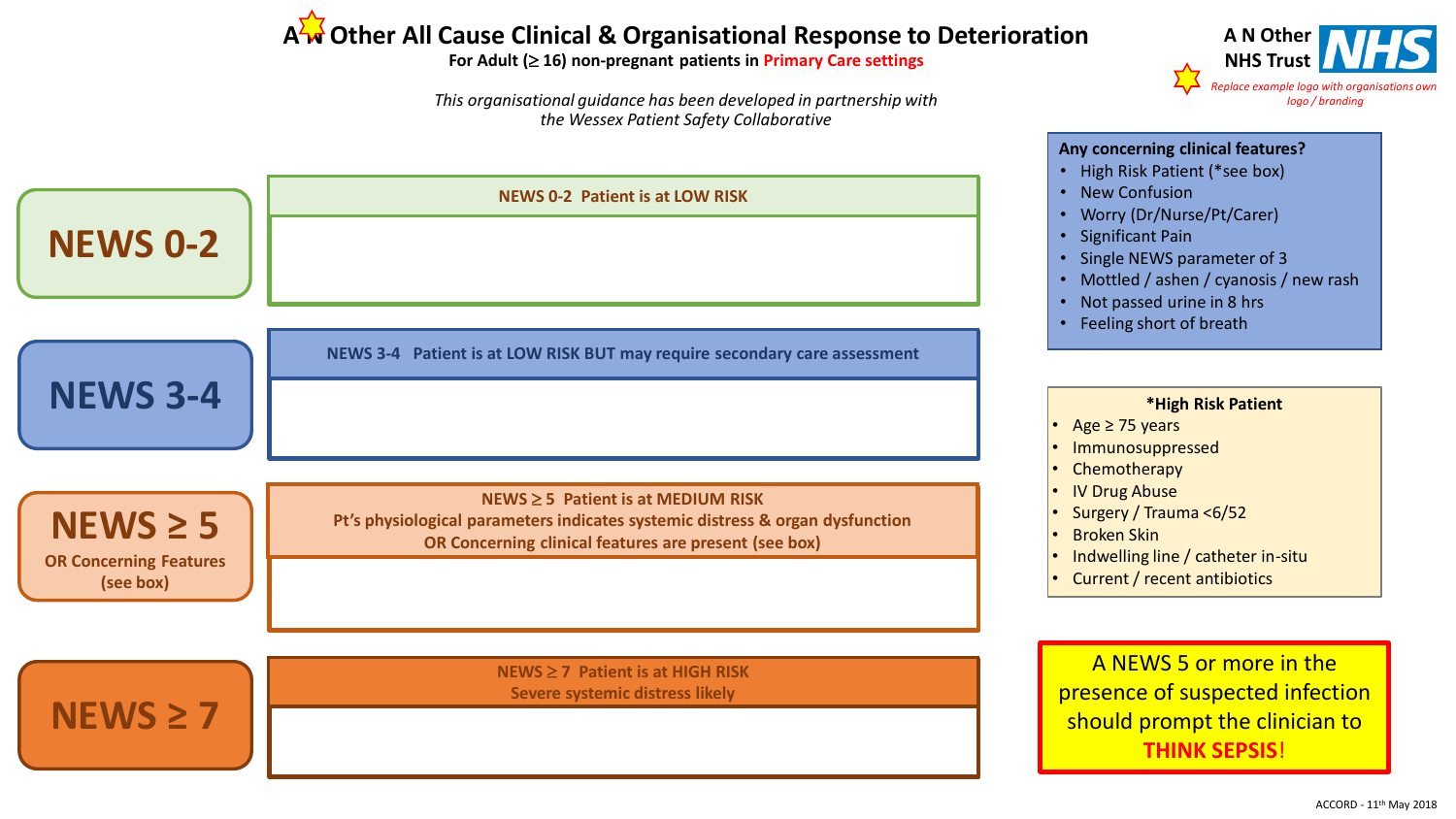# A N Other All Cause Clinical & Organisational Response to Deterioration

**For Adult (≥ 16) non-pregnant patients in Primary Care settings**

*This organisational guidance has been developed in partnership with the Wessex Patient Safety Collaborative*

A N Other NHS Trust

*Replace example logo with organisations own logo / branding*

## NEWS 0-2

**NEWS 0-2 Patient is at LOW RISK**

## NEWS 3-4

**NEWS 3-4 Patient is at LOW RISK BUT may require secondary care assessment**

## NEWS ≥ 5

**OR Concerning Features (see box)**

**NEWS ≥ 5 Patient is at MEDIUM RISK**
**Pt's physiological parameters indicates systemic distress & organ dysfunction**
**OR Concerning clinical features are present (see box)**

## NEWS ≥ 7

**NEWS ≥ 7 Patient is at HIGH RISK**
**Severe systemic distress likely**

**Any concerning clinical features?**

- High Risk Patient (*see box)
- New Confusion
- Worry (Dr/Nurse/Pt/Carer)
- Significant Pain
- Single NEWS parameter of 3
- Mottled / ashen / cyanosis / new rash
- Not passed urine in 8 hrs
- Feeling short of breath

**\*High Risk Patient**

- Age ≥ 75 years
- Immunosuppressed
- Chemotherapy
- IV Drug Abuse
- Surgery / Trauma <6/52
- Broken Skin
- Indwelling line / catheter in-situ
- Current / recent antibiotics

A NEWS 5 or more in the presence of suspected infection should prompt the clinician to **THINK SEPSIS**!

ACCORD - 11th May 2018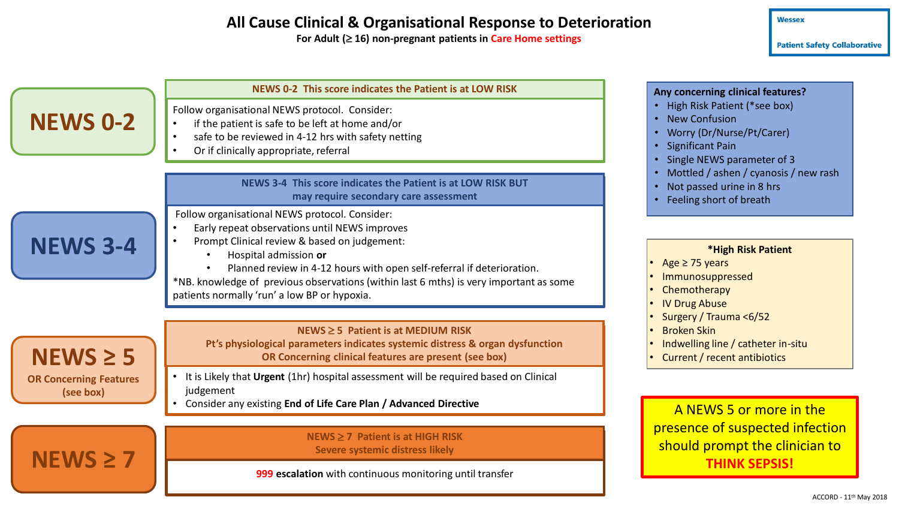# All Cause Clinical & Organisational Response to Deterioration

**For Adult (≥ 16) non-pregnant patients in Care Home settings**

Wessex Patient Safety Collaborative

## NEWS 0-2

**NEWS 0-2 This score indicates the Patient is at LOW RISK**

Follow organisational NEWS protocol. Consider:

- if the patient is safe to be left at home and/or
- safe to be reviewed in 4-12 hrs with safety netting
- Or if clinically appropriate, referral

## NEWS 3-4

**NEWS 3-4 This score indicates the Patient is at LOW RISK BUT may require secondary care assessment**

Follow organisational NEWS protocol. Consider:

- Early repeat observations until NEWS improves
- Prompt Clinical review & based on judgement:
  - Hospital admission **or**
  - Planned review in 4-12 hours with open self-referral if deterioration.

*NB. knowledge of previous observations (within last 6 mths) is very important as some patients normally 'run' a low BP or hypoxia.

## NEWS ≥ 5 OR Concerning Features (see box)

**NEWS ≥ 5 Patient is at MEDIUM RISK**
**Pt's physiological parameters indicates systemic distress & organ dysfunction OR Concerning clinical features are present (see box)**

- It is Likely that **Urgent** (1hr) hospital assessment will be required based on Clinical judgement
- Consider any existing **End of Life Care Plan / Advanced Directive**

## NEWS ≥ 7

**NEWS ≥ 7 Patient is at HIGH RISK**
**Severe systemic distress likely**

999 **escalation** with continuous monitoring until transfer

---

**Any concerning clinical features?**

- High Risk Patient (*see box)
- New Confusion
- Worry (Dr/Nurse/Pt/Carer)
- Significant Pain
- Single NEWS parameter of 3
- Mottled / ashen / cyanosis / new rash
- Not passed urine in 8 hrs
- Feeling short of breath

**\*High Risk Patient**

- Age ≥ 75 years
- Immunosuppressed
- Chemotherapy
- IV Drug Abuse
- Surgery / Trauma <6/52
- Broken Skin
- Indwelling line / catheter in-situ
- Current / recent antibiotics

A NEWS 5 or more in the presence of suspected infection should prompt the clinician to **THINK SEPSIS!**

ACCORD - 11th May 2018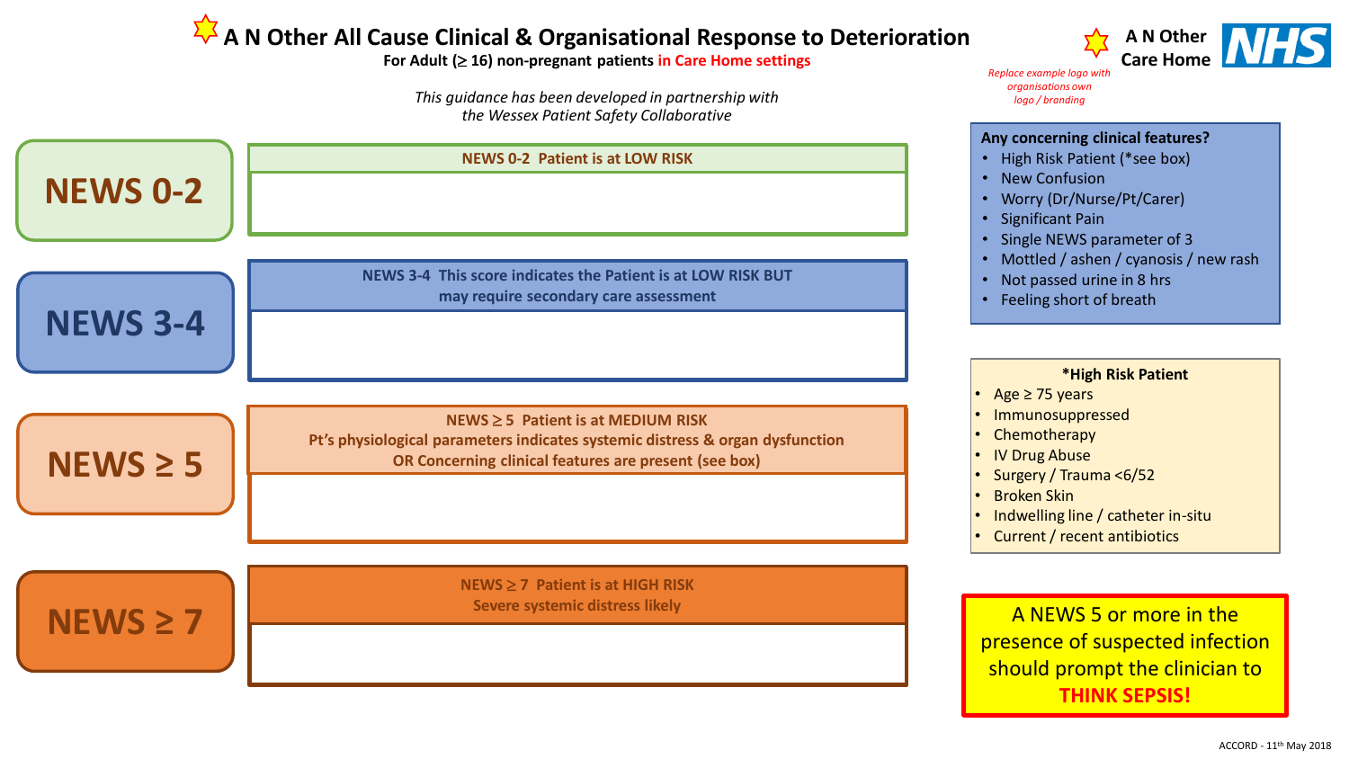# A N Other All Cause Clinical & Organisational Response to Deterioration

**For Adult (≥ 16) non-pregnant patients in Care Home settings**

*This guidance has been developed in partnership with the Wessex Patient Safety Collaborative*

A N Other Care Home NHS

*Replace example logo with organisations own logo / branding*

## NEWS 0-2

**NEWS 0-2 Patient is at LOW RISK**

## NEWS 3-4

**NEWS 3-4 This score indicates the Patient is at LOW RISK BUT may require secondary care assessment**

## NEWS ≥ 5

**NEWS ≥ 5 Patient is at MEDIUM RISK**
**Pt's physiological parameters indicates systemic distress & organ dysfunction**
**OR Concerning clinical features are present (see box)**

## NEWS ≥ 7

**NEWS ≥ 7 Patient is at HIGH RISK**
**Severe systemic distress likely**

**Any concerning clinical features?**

- High Risk Patient (*see box)
- New Confusion
- Worry (Dr/Nurse/Pt/Carer)
- Significant Pain
- Single NEWS parameter of 3
- Mottled / ashen / cyanosis / new rash
- Not passed urine in 8 hrs
- Feeling short of breath

**\*High Risk Patient**

- Age ≥ 75 years
- Immunosuppressed
- Chemotherapy
- IV Drug Abuse
- Surgery / Trauma <6/52
- Broken Skin
- Indwelling line / catheter in-situ
- Current / recent antibiotics

A NEWS 5 or more in the presence of suspected infection should prompt the clinician to **THINK SEPSIS!**

ACCORD - 11th May 2018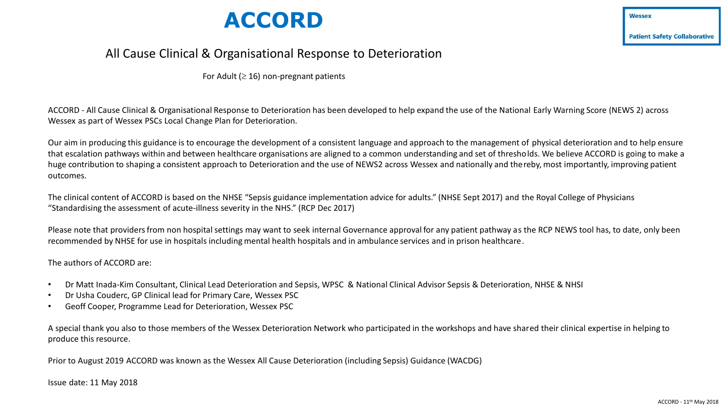# ACCORD

Wessex

Patient Safety Collaborative

## All Cause Clinical & Organisational Response to Deterioration

For Adult (≥ 16) non-pregnant patients

ACCORD - All Cause Clinical & Organisational Response to Deterioration has been developed to help expand the use of the National Early Warning Score (NEWS 2) across Wessex as part of Wessex PSCs Local Change Plan for Deterioration.

Our aim in producing this guidance is to encourage the development of a consistent language and approach to the management of physical deterioration and to help ensure that escalation pathways within and between healthcare organisations are aligned to a common understanding and set of thresholds. We believe ACCORD is going to make a huge contribution to shaping a consistent approach to Deterioration and the use of NEWS2 across Wessex and nationally and thereby, most importantly, improving patient outcomes.

The clinical content of ACCORD is based on the NHSE "Sepsis guidance implementation advice for adults." (NHSE Sept 2017) and the Royal College of Physicians "Standardising the assessment of acute-illness severity in the NHS." (RCP Dec 2017)

Please note that providers from non hospital settings may want to seek internal Governance approval for any patient pathway as the RCP NEWS tool has, to date, only been recommended by NHSE for use in hospitals including mental health hospitals and in ambulance services and in prison healthcare.

The authors of ACCORD are:

- Dr Matt Inada-Kim Consultant, Clinical Lead Deterioration and Sepsis, WPSC & National Clinical Advisor Sepsis & Deterioration, NHSE & NHSI
- Dr Usha Couderc, GP Clinical lead for Primary Care, Wessex PSC
- Geoff Cooper, Programme Lead for Deterioration, Wessex PSC

A special thank you also to those members of the Wessex Deterioration Network who participated in the workshops and have shared their clinical expertise in helping to produce this resource.

Prior to August 2019 ACCORD was known as the Wessex All Cause Deterioration (including Sepsis) Guidance (WACDG)

Issue date: 11 May 2018